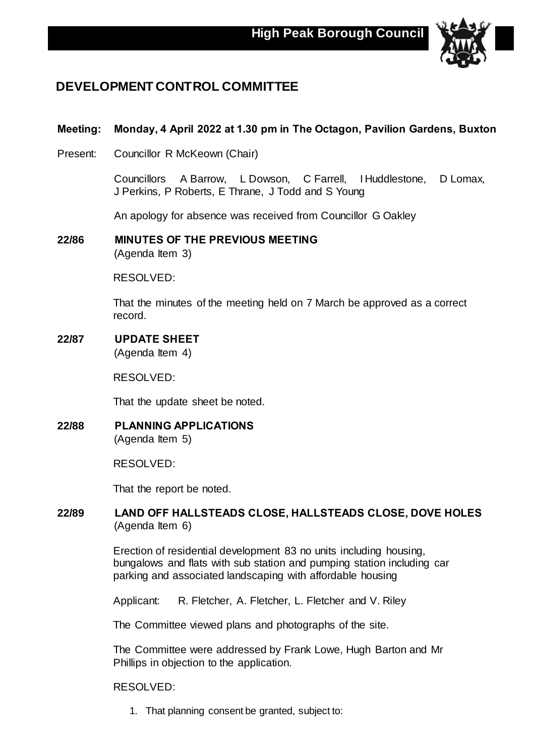**High Peak Borough Council**

# DEVELOPMENT CONTROL COMMITTEE

**Meeting: Monday, 4 April 2022 at 1.30 pm in The Octagon, Pavilion Gardens, Buxton**

Present: Councillor R McKeown (Chair)

Councillors A Barrow, L Dowson, C Farrell, I Huddlestone, D Lomax, J Perkins, P Roberts, E Thrane, J Todd and S Young

An apology for absence was received from Councillor G Oakley

## 22/86 MINUTES OF THE PREVIOUS MEETING

(Agenda Item 3)

RESOLVED:

That the minutes of the meeting held on 7 March be approved as a correct record.

## 22/87 UPDATE SHEET

(Agenda Item 4)

RESOLVED:

That the update sheet be noted.

## 22/88 PLANNING APPLICATIONS

(Agenda Item 5)

RESOLVED:

That the report be noted.

## 22/89 LAND OFF HALLSTEADS CLOSE, HALLSTEADS CLOSE, DOVE HOLES

(Agenda Item 6)

Erection of residential development 83 no units including housing, bungalows and flats with sub station and pumping station including car parking and associated landscaping with affordable housing

Applicant: R. Fletcher, A. Fletcher, L. Fletcher and V. Riley

The Committee viewed plans and photographs of the site.

The Committee were addressed by Frank Lowe, Hugh Barton and Mr Phillips in objection to the application.

RESOLVED:

1. That planning consent be granted, subject to: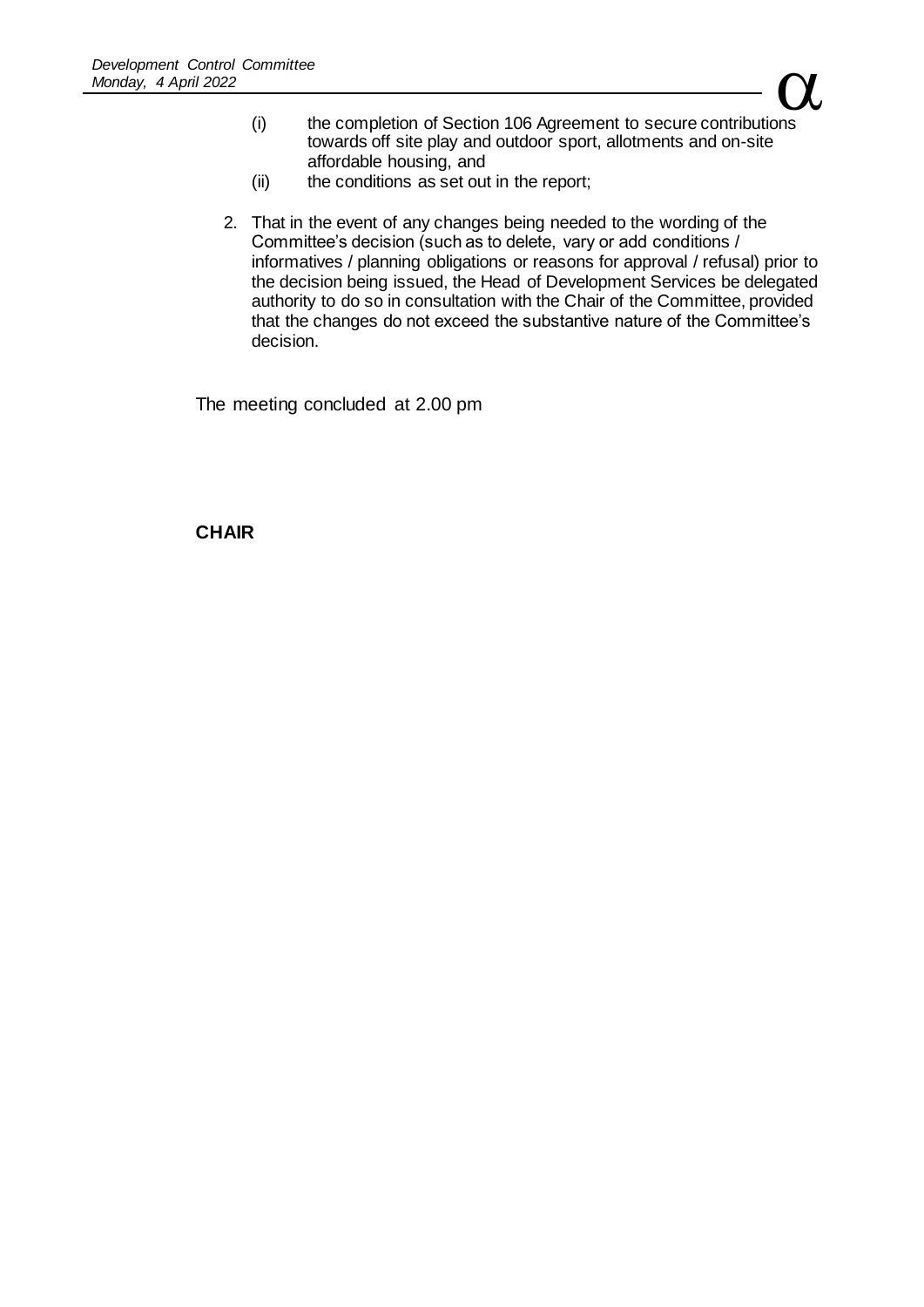(i) the completion of Section 106 Agreement to secure contributions towards off site play and outdoor sport, allotments and on-site affordable housing, and

(ii) the conditions as set out in the report;

2. That in the event of any changes being needed to the wording of the Committee's decision (such as to delete, vary or add conditions / informatives / planning obligations or reasons for approval / refusal) prior to the decision being issued, the Head of Development Services be delegated authority to do so in consultation with the Chair of the Committee, provided that the changes do not exceed the substantive nature of the Committee's decision.

The meeting concluded at 2.00 pm

**CHAIR**